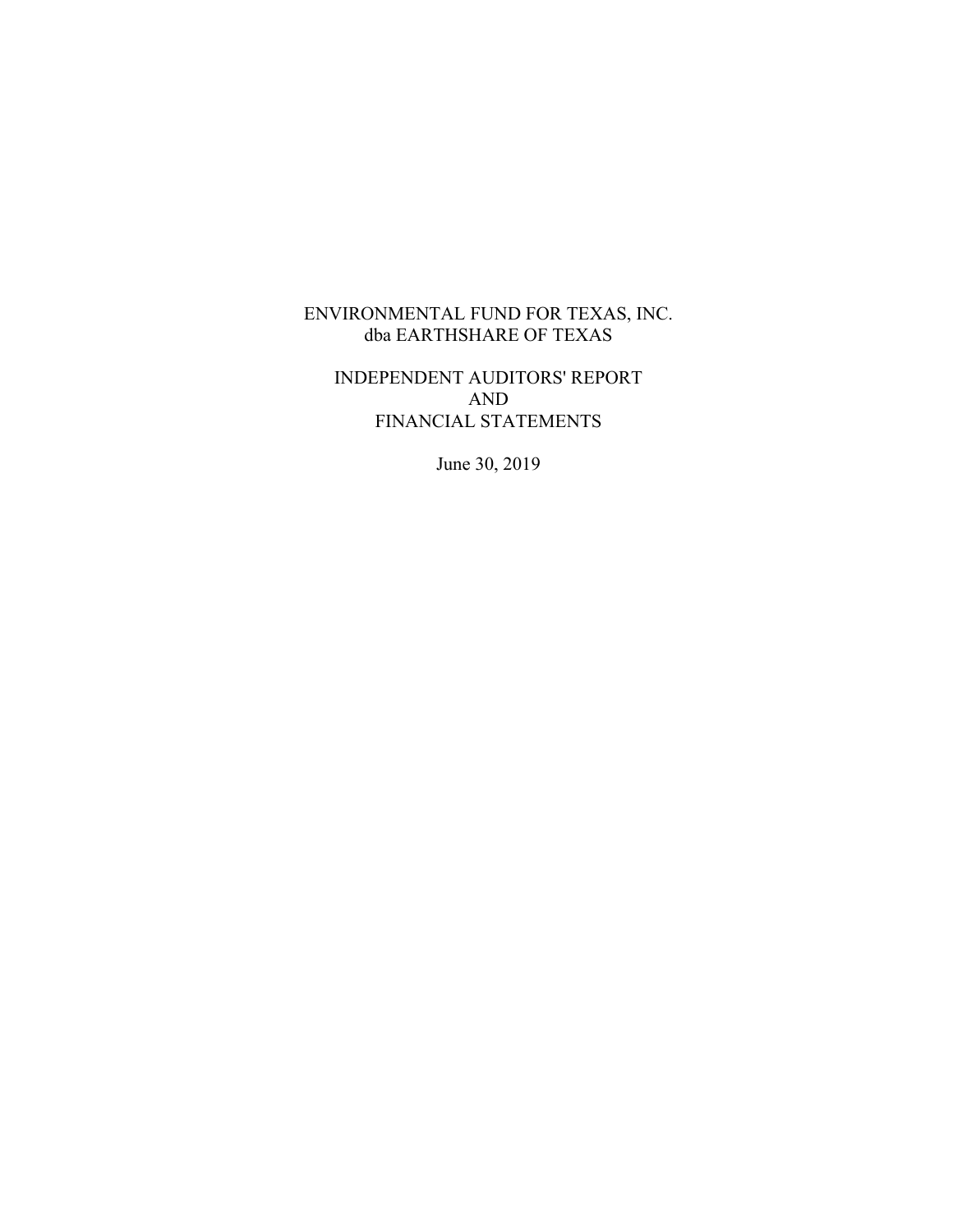# ENVIRONMENTAL FUND FOR TEXAS, INC.
## dba EARTHSHARE OF TEXAS

## INDEPENDENT AUDITORS' REPORT
## AND
## FINANCIAL STATEMENTS

June 30, 2019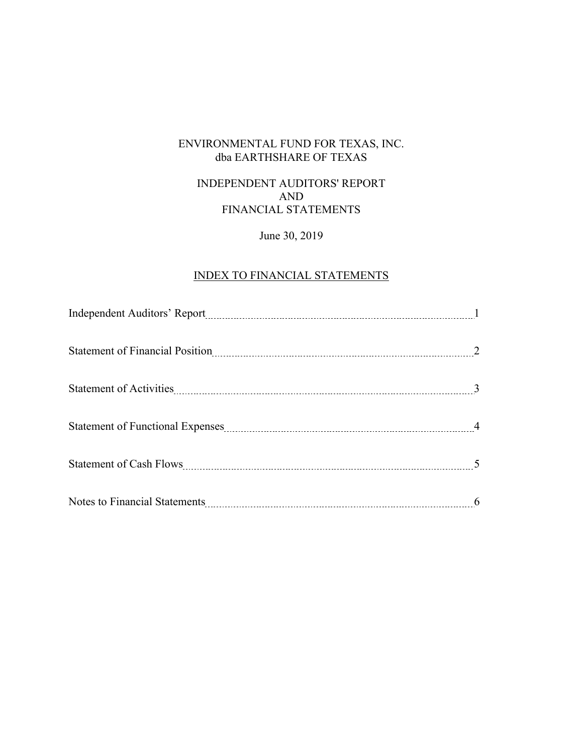# ENVIRONMENTAL FUND FOR TEXAS, INC.
## dba EARTHSHARE OF TEXAS

## INDEPENDENT AUDITORS' REPORT
## AND
## FINANCIAL STATEMENTS

June 30, 2019

## INDEX TO FINANCIAL STATEMENTS

| | |
|---|---|
| Independent Auditors' Report | 1 |
| Statement of Financial Position | 2 |
| Statement of Activities | 3 |
| Statement of Functional Expenses | 4 |
| Statement of Cash Flows | 5 |
| Notes to Financial Statements | 6 |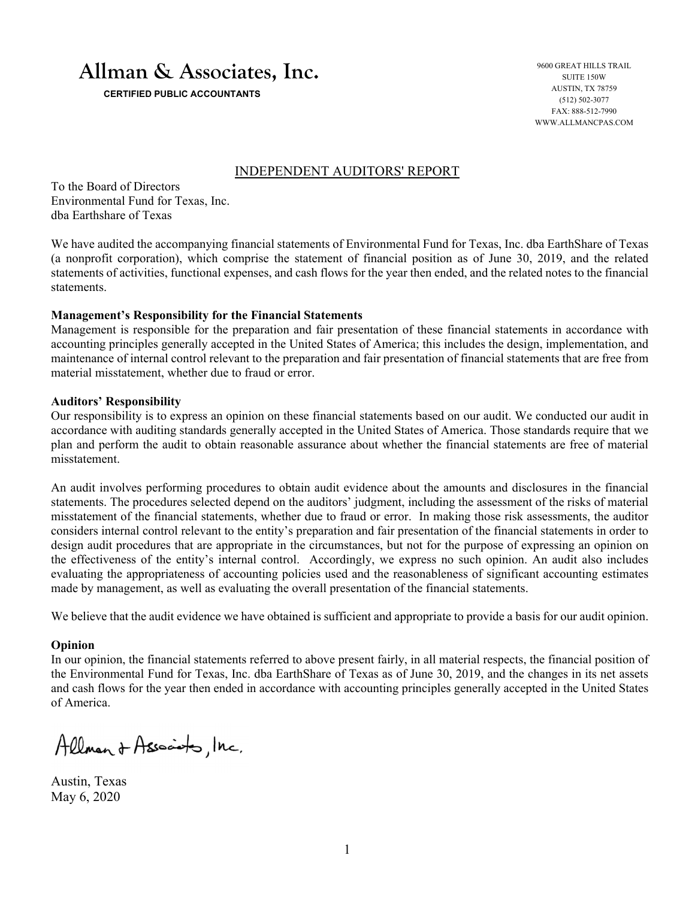# Allman & Associates, Inc.

**CERTIFIED PUBLIC ACCOUNTANTS**

9600 GREAT HILLS TRAIL
SUITE 150W
AUSTIN, TX 78759
(512) 502-3077
FAX: 888-512-7990
WWW.ALLMANCPAS.COM

## INDEPENDENT AUDITORS' REPORT

To the Board of Directors
Environmental Fund for Texas, Inc.
dba Earthshare of Texas

We have audited the accompanying financial statements of Environmental Fund for Texas, Inc. dba EarthShare of Texas (a nonprofit corporation), which comprise the statement of financial position as of June 30, 2019, and the related statements of activities, functional expenses, and cash flows for the year then ended, and the related notes to the financial statements.

**Management's Responsibility for the Financial Statements**
Management is responsible for the preparation and fair presentation of these financial statements in accordance with accounting principles generally accepted in the United States of America; this includes the design, implementation, and maintenance of internal control relevant to the preparation and fair presentation of financial statements that are free from material misstatement, whether due to fraud or error.

**Auditors' Responsibility**
Our responsibility is to express an opinion on these financial statements based on our audit. We conducted our audit in accordance with auditing standards generally accepted in the United States of America. Those standards require that we plan and perform the audit to obtain reasonable assurance about whether the financial statements are free of material misstatement.

An audit involves performing procedures to obtain audit evidence about the amounts and disclosures in the financial statements. The procedures selected depend on the auditors' judgment, including the assessment of the risks of material misstatement of the financial statements, whether due to fraud or error. In making those risk assessments, the auditor considers internal control relevant to the entity's preparation and fair presentation of the financial statements in order to design audit procedures that are appropriate in the circumstances, but not for the purpose of expressing an opinion on the effectiveness of the entity's internal control. Accordingly, we express no such opinion. An audit also includes evaluating the appropriateness of accounting policies used and the reasonableness of significant accounting estimates made by management, as well as evaluating the overall presentation of the financial statements.

We believe that the audit evidence we have obtained is sufficient and appropriate to provide a basis for our audit opinion.

**Opinion**
In our opinion, the financial statements referred to above present fairly, in all material respects, the financial position of the Environmental Fund for Texas, Inc. dba EarthShare of Texas as of June 30, 2019, and the changes in its net assets and cash flows for the year then ended in accordance with accounting principles generally accepted in the United States of America.

Allman & Associates, Inc.

Austin, Texas
May 6, 2020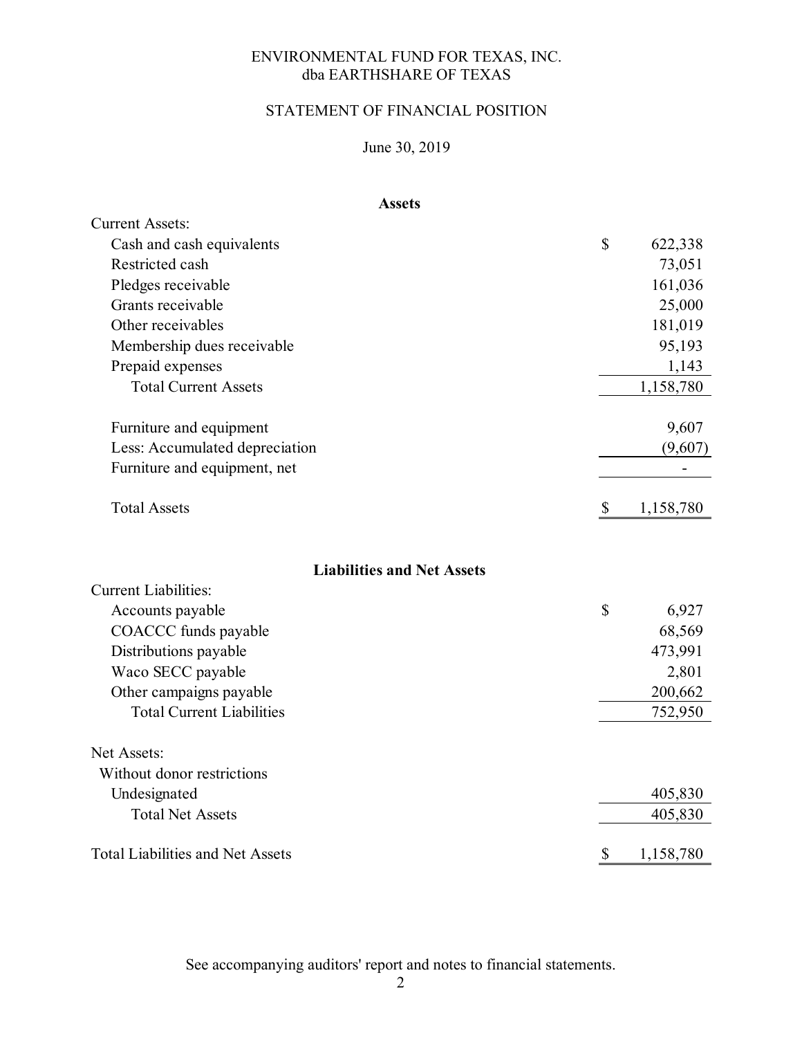# ENVIRONMENTAL FUND FOR TEXAS, INC.
## dba EARTHSHARE OF TEXAS

## STATEMENT OF FINANCIAL POSITION

June 30, 2019

| **Assets** | | |
|---|---|---|
| Current Assets: | | |
| Cash and cash equivalents | $ | 622,338 |
| Restricted cash | | 73,051 |
| Pledges receivable | | 161,036 |
| Grants receivable | | 25,000 |
| Other receivables | | 181,019 |
| Membership dues receivable | | 95,193 |
| Prepaid expenses | | 1,143 |
| Total Current Assets | | 1,158,780 |
| | | |
| Furniture and equipment | | 9,607 |
| Less: Accumulated depreciation | | (9,607) |
| Furniture and equipment, net | | - |
| | | |
| Total Assets | $ | 1,158,780 |

| **Liabilities and Net Assets** | | |
|---|---|---|
| Current Liabilities: | | |
| Accounts payable | $ | 6,927 |
| COACCC funds payable | | 68,569 |
| Distributions payable | | 473,991 |
| Waco SECC payable | | 2,801 |
| Other campaigns payable | | 200,662 |
| Total Current Liabilities | | 752,950 |
| | | |
| Net Assets: | | |
| Without donor restrictions | | |
| Undesignated | | 405,830 |
| Total Net Assets | | 405,830 |
| | | |
| Total Liabilities and Net Assets | $ | 1,158,780 |

See accompanying auditors' report and notes to financial statements.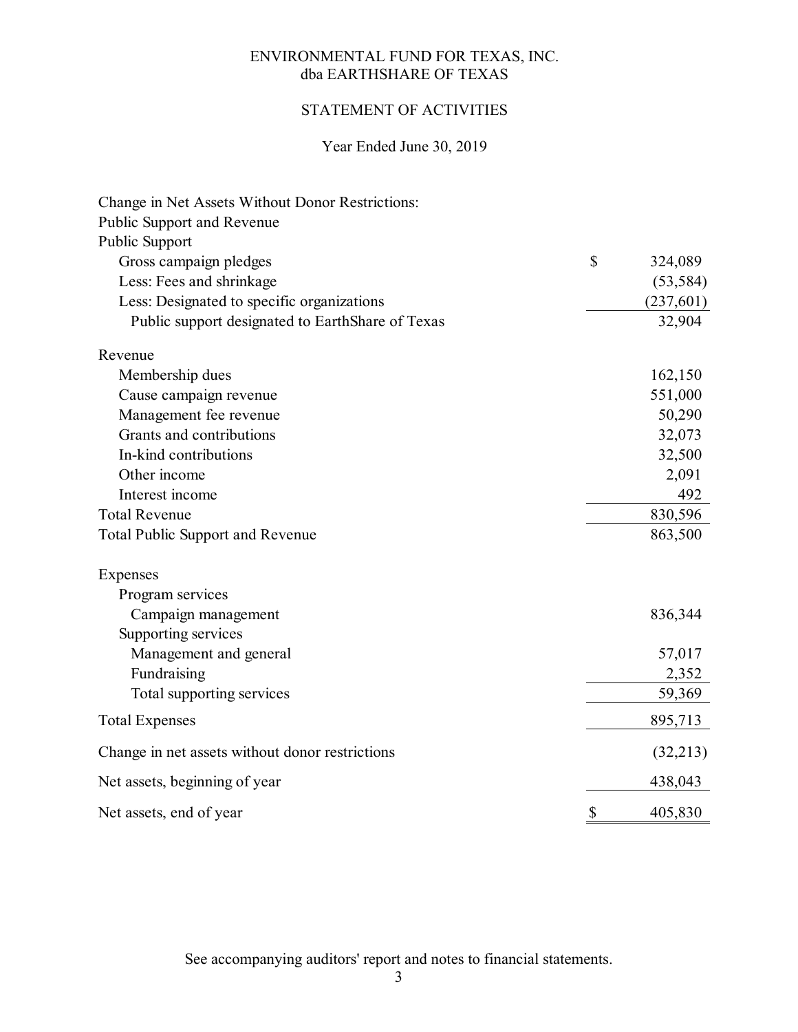# ENVIRONMENTAL FUND FOR TEXAS, INC.
## dba EARTHSHARE OF TEXAS

## STATEMENT OF ACTIVITIES

Year Ended June 30, 2019

| | |
|---|---|
| Change in Net Assets Without Donor Restrictions: | |
| Public Support and Revenue | |
| Public Support | |
| Gross campaign pledges | $ 324,089 |
| Less: Fees and shrinkage | (53,584) |
| Less: Designated to specific organizations | (237,601) |
| Public support designated to EarthShare of Texas | 32,904 |
| | |
| Revenue | |
| Membership dues | 162,150 |
| Cause campaign revenue | 551,000 |
| Management fee revenue | 50,290 |
| Grants and contributions | 32,073 |
| In-kind contributions | 32,500 |
| Other income | 2,091 |
| Interest income | 492 |
| Total Revenue | 830,596 |
| Total Public Support and Revenue | 863,500 |
| | |
| Expenses | |
| Program services | |
| Campaign management | 836,344 |
| Supporting services | |
| Management and general | 57,017 |
| Fundraising | 2,352 |
| Total supporting services | 59,369 |
| Total Expenses | 895,713 |
| Change in net assets without donor restrictions | (32,213) |
| Net assets, beginning of year | 438,043 |
| Net assets, end of year | $ 405,830 |

See accompanying auditors' report and notes to financial statements.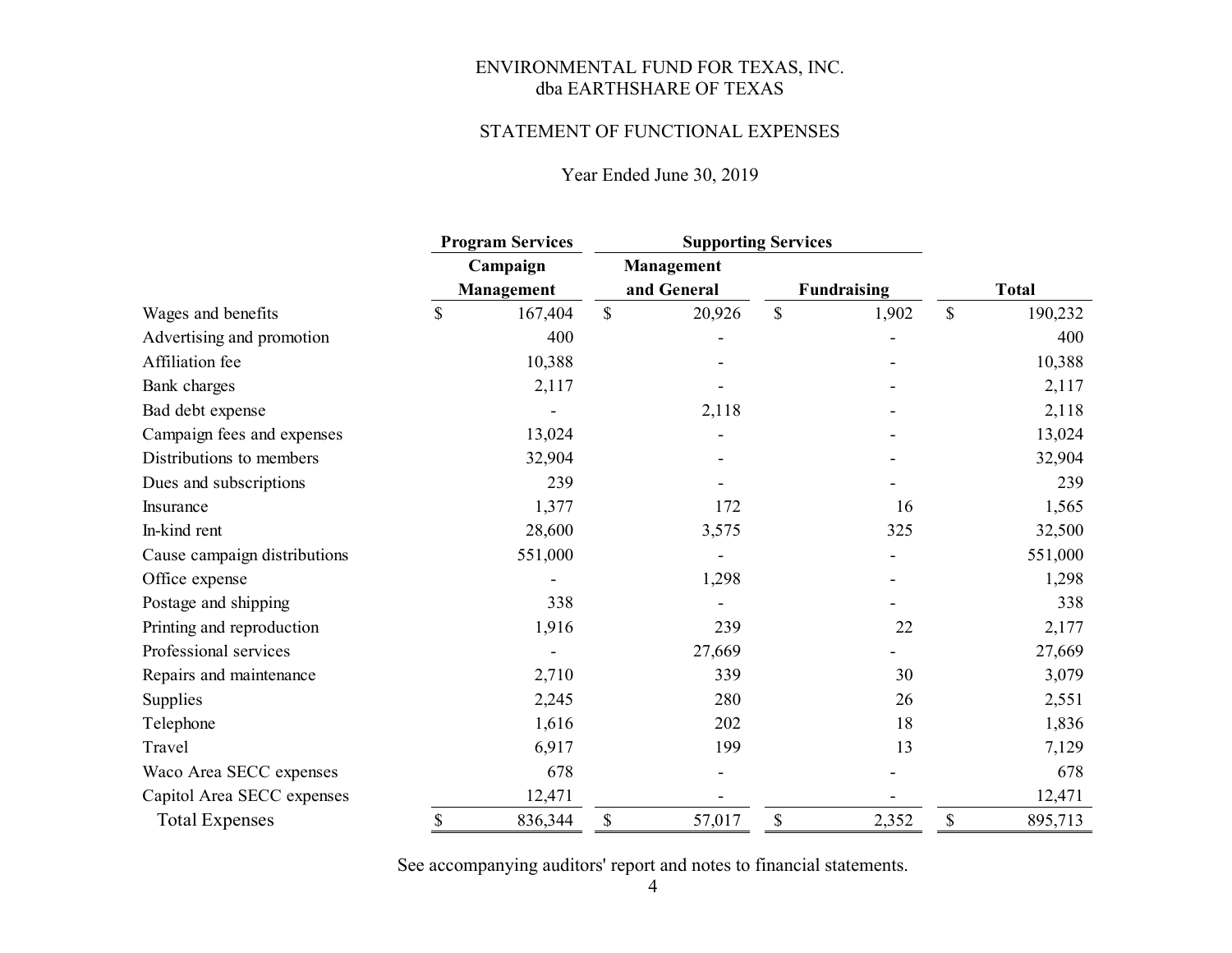# ENVIRONMENTAL FUND FOR TEXAS, INC.
## dba EARTHSHARE OF TEXAS

## STATEMENT OF FUNCTIONAL EXPENSES

Year Ended June 30, 2019

| | Program Services | Supporting Services | | |
|---|---|---|---|---|
| | Campaign Management | Management and General | Fundraising | Total |
| Wages and benefits | $ 167,404 | $ 20,926 | $ 1,902 | $ 190,232 |
| Advertising and promotion | 400 | - | - | 400 |
| Affiliation fee | 10,388 | - | - | 10,388 |
| Bank charges | 2,117 | - | - | 2,117 |
| Bad debt expense | - | 2,118 | - | 2,118 |
| Campaign fees and expenses | 13,024 | - | - | 13,024 |
| Distributions to members | 32,904 | - | - | 32,904 |
| Dues and subscriptions | 239 | - | - | 239 |
| Insurance | 1,377 | 172 | 16 | 1,565 |
| In-kind rent | 28,600 | 3,575 | 325 | 32,500 |
| Cause campaign distributions | 551,000 | - | - | 551,000 |
| Office expense | - | 1,298 | - | 1,298 |
| Postage and shipping | 338 | - | - | 338 |
| Printing and reproduction | 1,916 | 239 | 22 | 2,177 |
| Professional services | - | 27,669 | - | 27,669 |
| Repairs and maintenance | 2,710 | 339 | 30 | 3,079 |
| Supplies | 2,245 | 280 | 26 | 2,551 |
| Telephone | 1,616 | 202 | 18 | 1,836 |
| Travel | 6,917 | 199 | 13 | 7,129 |
| Waco Area SECC expenses | 678 | - | - | 678 |
| Capitol Area SECC expenses | 12,471 | - | - | 12,471 |
| Total Expenses | $ 836,344 | $ 57,017 | $ 2,352 | $ 895,713 |

See accompanying auditors' report and notes to financial statements.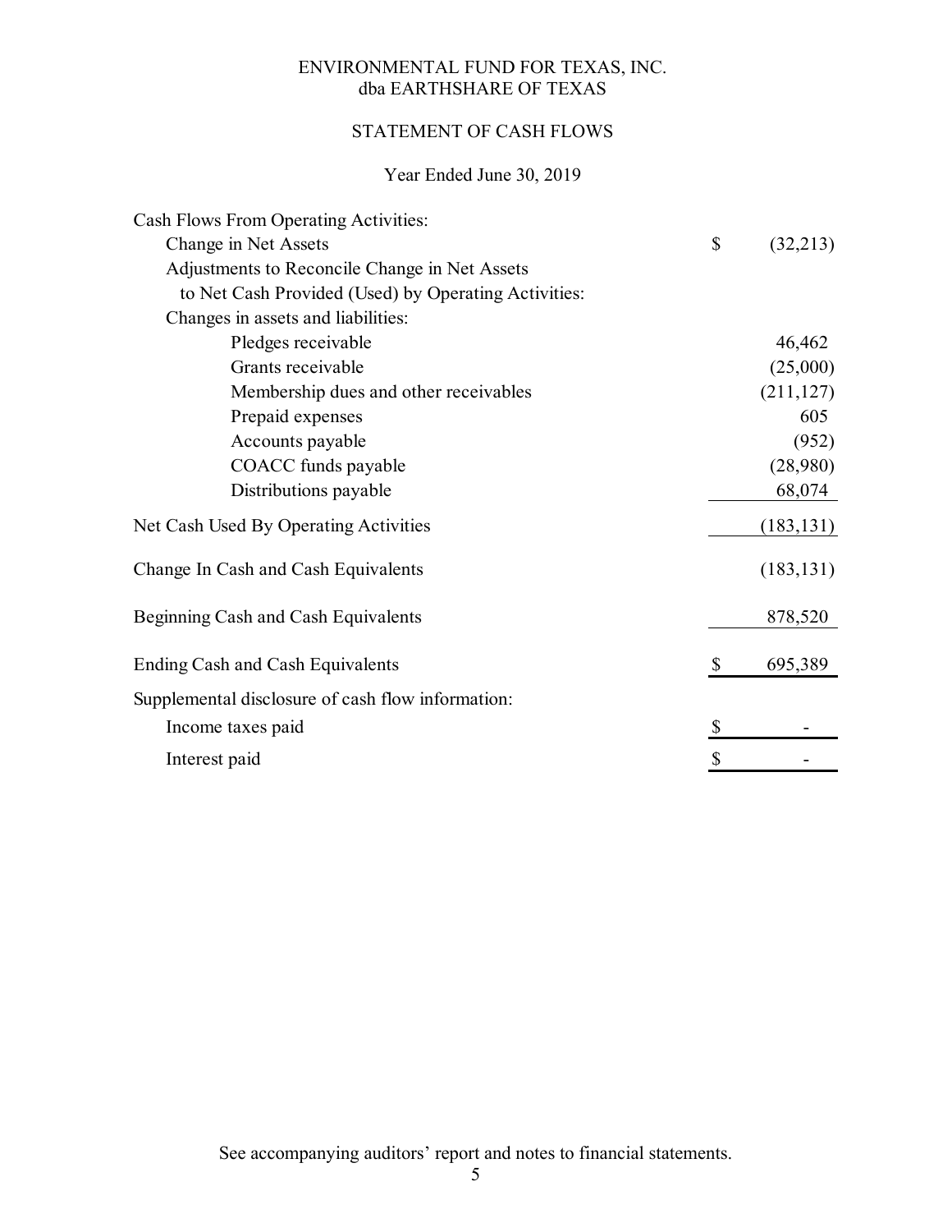ENVIRONMENTAL FUND FOR TEXAS, INC.
dba EARTHSHARE OF TEXAS

STATEMENT OF CASH FLOWS

Year Ended June 30, 2019

| | |
|---|---|
| Cash Flows From Operating Activities: | |
| Change in Net Assets | $ (32,213) |
| Adjustments to Reconcile Change in Net Assets to Net Cash Provided (Used) by Operating Activities: | |
| Changes in assets and liabilities: | |
| Pledges receivable | 46,462 |
| Grants receivable | (25,000) |
| Membership dues and other receivables | (211,127) |
| Prepaid expenses | 605 |
| Accounts payable | (952) |
| COACC funds payable | (28,980) |
| Distributions payable | 68,074 |
| Net Cash Used By Operating Activities | (183,131) |
| Change In Cash and Cash Equivalents | (183,131) |
| Beginning Cash and Cash Equivalents | 878,520 |
| Ending Cash and Cash Equivalents | $ 695,389 |
| Supplemental disclosure of cash flow information: | |
| Income taxes paid | $ - |
| Interest paid | $ - |

See accompanying auditors' report and notes to financial statements.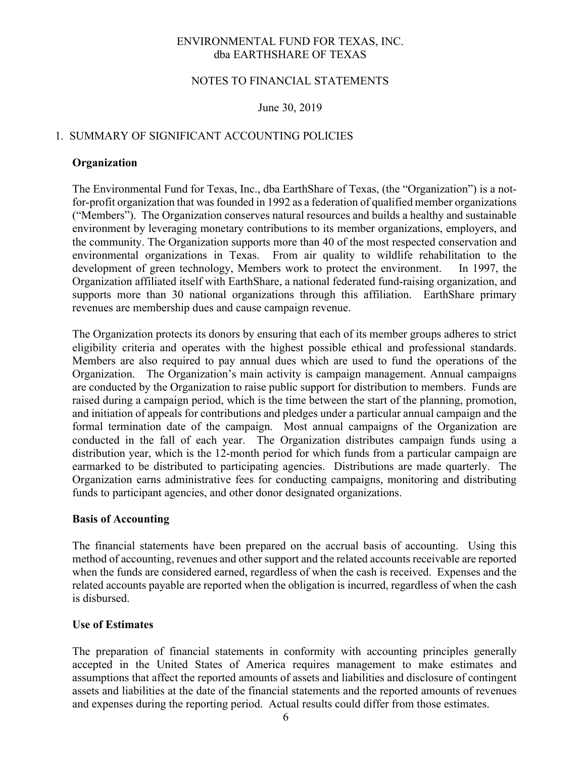ENVIRONMENTAL FUND FOR TEXAS, INC.
dba EARTHSHARE OF TEXAS

NOTES TO FINANCIAL STATEMENTS

June 30, 2019

## 1. SUMMARY OF SIGNIFICANT ACCOUNTING POLICIES

### Organization

The Environmental Fund for Texas, Inc., dba EarthShare of Texas, (the "Organization") is a not-for-profit organization that was founded in 1992 as a federation of qualified member organizations ("Members"). The Organization conserves natural resources and builds a healthy and sustainable environment by leveraging monetary contributions to its member organizations, employers, and the community. The Organization supports more than 40 of the most respected conservation and environmental organizations in Texas. From air quality to wildlife rehabilitation to the development of green technology, Members work to protect the environment. In 1997, the Organization affiliated itself with EarthShare, a national federated fund-raising organization, and supports more than 30 national organizations through this affiliation. EarthShare primary revenues are membership dues and cause campaign revenue.

The Organization protects its donors by ensuring that each of its member groups adheres to strict eligibility criteria and operates with the highest possible ethical and professional standards. Members are also required to pay annual dues which are used to fund the operations of the Organization. The Organization's main activity is campaign management. Annual campaigns are conducted by the Organization to raise public support for distribution to members. Funds are raised during a campaign period, which is the time between the start of the planning, promotion, and initiation of appeals for contributions and pledges under a particular annual campaign and the formal termination date of the campaign. Most annual campaigns of the Organization are conducted in the fall of each year. The Organization distributes campaign funds using a distribution year, which is the 12-month period for which funds from a particular campaign are earmarked to be distributed to participating agencies. Distributions are made quarterly. The Organization earns administrative fees for conducting campaigns, monitoring and distributing funds to participant agencies, and other donor designated organizations.

### Basis of Accounting

The financial statements have been prepared on the accrual basis of accounting. Using this method of accounting, revenues and other support and the related accounts receivable are reported when the funds are considered earned, regardless of when the cash is received. Expenses and the related accounts payable are reported when the obligation is incurred, regardless of when the cash is disbursed.

### Use of Estimates

The preparation of financial statements in conformity with accounting principles generally accepted in the United States of America requires management to make estimates and assumptions that affect the reported amounts of assets and liabilities and disclosure of contingent assets and liabilities at the date of the financial statements and the reported amounts of revenues and expenses during the reporting period. Actual results could differ from those estimates.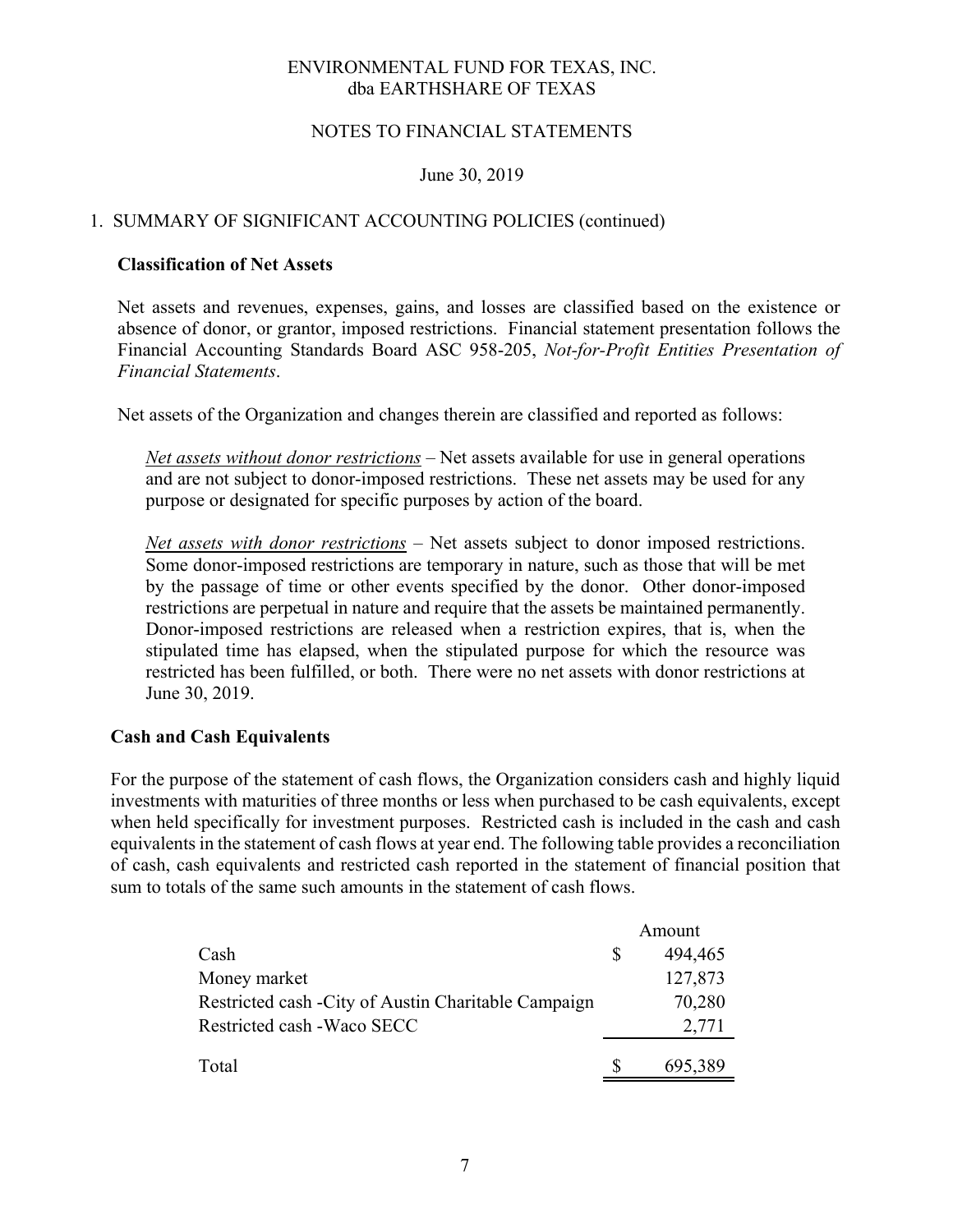ENVIRONMENTAL FUND FOR TEXAS, INC.
dba EARTHSHARE OF TEXAS

NOTES TO FINANCIAL STATEMENTS

June 30, 2019

## 1. SUMMARY OF SIGNIFICANT ACCOUNTING POLICIES (continued)

### Classification of Net Assets

Net assets and revenues, expenses, gains, and losses are classified based on the existence or absence of donor, or grantor, imposed restrictions. Financial statement presentation follows the Financial Accounting Standards Board ASC 958-205, *Not-for-Profit Entities Presentation of Financial Statements*.

Net assets of the Organization and changes therein are classified and reported as follows:

Net assets without donor restrictions – Net assets available for use in general operations and are not subject to donor-imposed restrictions. These net assets may be used for any purpose or designated for specific purposes by action of the board.

Net assets with donor restrictions – Net assets subject to donor imposed restrictions. Some donor-imposed restrictions are temporary in nature, such as those that will be met by the passage of time or other events specified by the donor. Other donor-imposed restrictions are perpetual in nature and require that the assets be maintained permanently. Donor-imposed restrictions are released when a restriction expires, that is, when the stipulated time has elapsed, when the stipulated purpose for which the resource was restricted has been fulfilled, or both. There were no net assets with donor restrictions at June 30, 2019.

### Cash and Cash Equivalents

For the purpose of the statement of cash flows, the Organization considers cash and highly liquid investments with maturities of three months or less when purchased to be cash equivalents, except when held specifically for investment purposes. Restricted cash is included in the cash and cash equivalents in the statement of cash flows at year end. The following table provides a reconciliation of cash, cash equivalents and restricted cash reported in the statement of financial position that sum to totals of the same such amounts in the statement of cash flows.

| | Amount |
|---|---|
| Cash | $ 494,465 |
| Money market | 127,873 |
| Restricted cash -City of Austin Charitable Campaign | 70,280 |
| Restricted cash -Waco SECC | 2,771 |
| Total | $ 695,389 |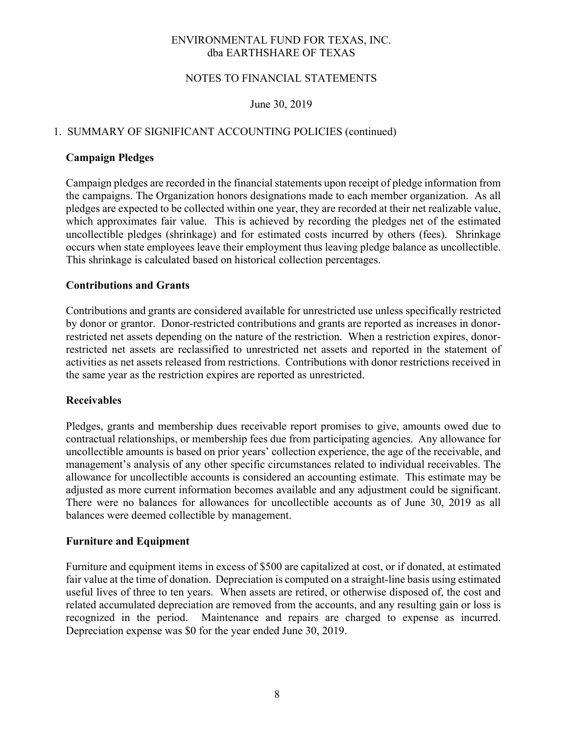ENVIRONMENTAL FUND FOR TEXAS, INC.
dba EARTHSHARE OF TEXAS

NOTES TO FINANCIAL STATEMENTS

June 30, 2019

## 1. SUMMARY OF SIGNIFICANT ACCOUNTING POLICIES (continued)

### Campaign Pledges

Campaign pledges are recorded in the financial statements upon receipt of pledge information from the campaigns. The Organization honors designations made to each member organization. As all pledges are expected to be collected within one year, they are recorded at their net realizable value, which approximates fair value. This is achieved by recording the pledges net of the estimated uncollectible pledges (shrinkage) and for estimated costs incurred by others (fees). Shrinkage occurs when state employees leave their employment thus leaving pledge balance as uncollectible. This shrinkage is calculated based on historical collection percentages.

### Contributions and Grants

Contributions and grants are considered available for unrestricted use unless specifically restricted by donor or grantor. Donor-restricted contributions and grants are reported as increases in donor-restricted net assets depending on the nature of the restriction. When a restriction expires, donor-restricted net assets are reclassified to unrestricted net assets and reported in the statement of activities as net assets released from restrictions. Contributions with donor restrictions received in the same year as the restriction expires are reported as unrestricted.

### Receivables

Pledges, grants and membership dues receivable report promises to give, amounts owed due to contractual relationships, or membership fees due from participating agencies. Any allowance for uncollectible amounts is based on prior years' collection experience, the age of the receivable, and management's analysis of any other specific circumstances related to individual receivables. The allowance for uncollectible accounts is considered an accounting estimate. This estimate may be adjusted as more current information becomes available and any adjustment could be significant. There were no balances for allowances for uncollectible accounts as of June 30, 2019 as all balances were deemed collectible by management.

### Furniture and Equipment

Furniture and equipment items in excess of $500 are capitalized at cost, or if donated, at estimated fair value at the time of donation. Depreciation is computed on a straight-line basis using estimated useful lives of three to ten years. When assets are retired, or otherwise disposed of, the cost and related accumulated depreciation are removed from the accounts, and any resulting gain or loss is recognized in the period. Maintenance and repairs are charged to expense as incurred. Depreciation expense was $0 for the year ended June 30, 2019.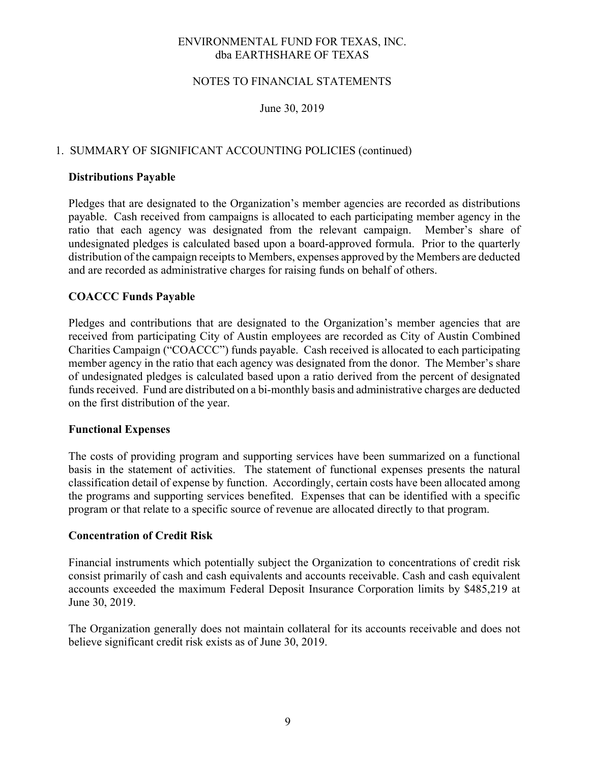ENVIRONMENTAL FUND FOR TEXAS, INC.
dba EARTHSHARE OF TEXAS

NOTES TO FINANCIAL STATEMENTS

June 30, 2019

1. SUMMARY OF SIGNIFICANT ACCOUNTING POLICIES (continued)

**Distributions Payable**

Pledges that are designated to the Organization's member agencies are recorded as distributions payable. Cash received from campaigns is allocated to each participating member agency in the ratio that each agency was designated from the relevant campaign. Member's share of undesignated pledges is calculated based upon a board-approved formula. Prior to the quarterly distribution of the campaign receipts to Members, expenses approved by the Members are deducted and are recorded as administrative charges for raising funds on behalf of others.

**COACCC Funds Payable**

Pledges and contributions that are designated to the Organization's member agencies that are received from participating City of Austin employees are recorded as City of Austin Combined Charities Campaign ("COACCC") funds payable. Cash received is allocated to each participating member agency in the ratio that each agency was designated from the donor. The Member's share of undesignated pledges is calculated based upon a ratio derived from the percent of designated funds received. Fund are distributed on a bi-monthly basis and administrative charges are deducted on the first distribution of the year.

**Functional Expenses**

The costs of providing program and supporting services have been summarized on a functional basis in the statement of activities. The statement of functional expenses presents the natural classification detail of expense by function. Accordingly, certain costs have been allocated among the programs and supporting services benefited. Expenses that can be identified with a specific program or that relate to a specific source of revenue are allocated directly to that program.

**Concentration of Credit Risk**

Financial instruments which potentially subject the Organization to concentrations of credit risk consist primarily of cash and cash equivalents and accounts receivable. Cash and cash equivalent accounts exceeded the maximum Federal Deposit Insurance Corporation limits by $485,219 at June 30, 2019.

The Organization generally does not maintain collateral for its accounts receivable and does not believe significant credit risk exists as of June 30, 2019.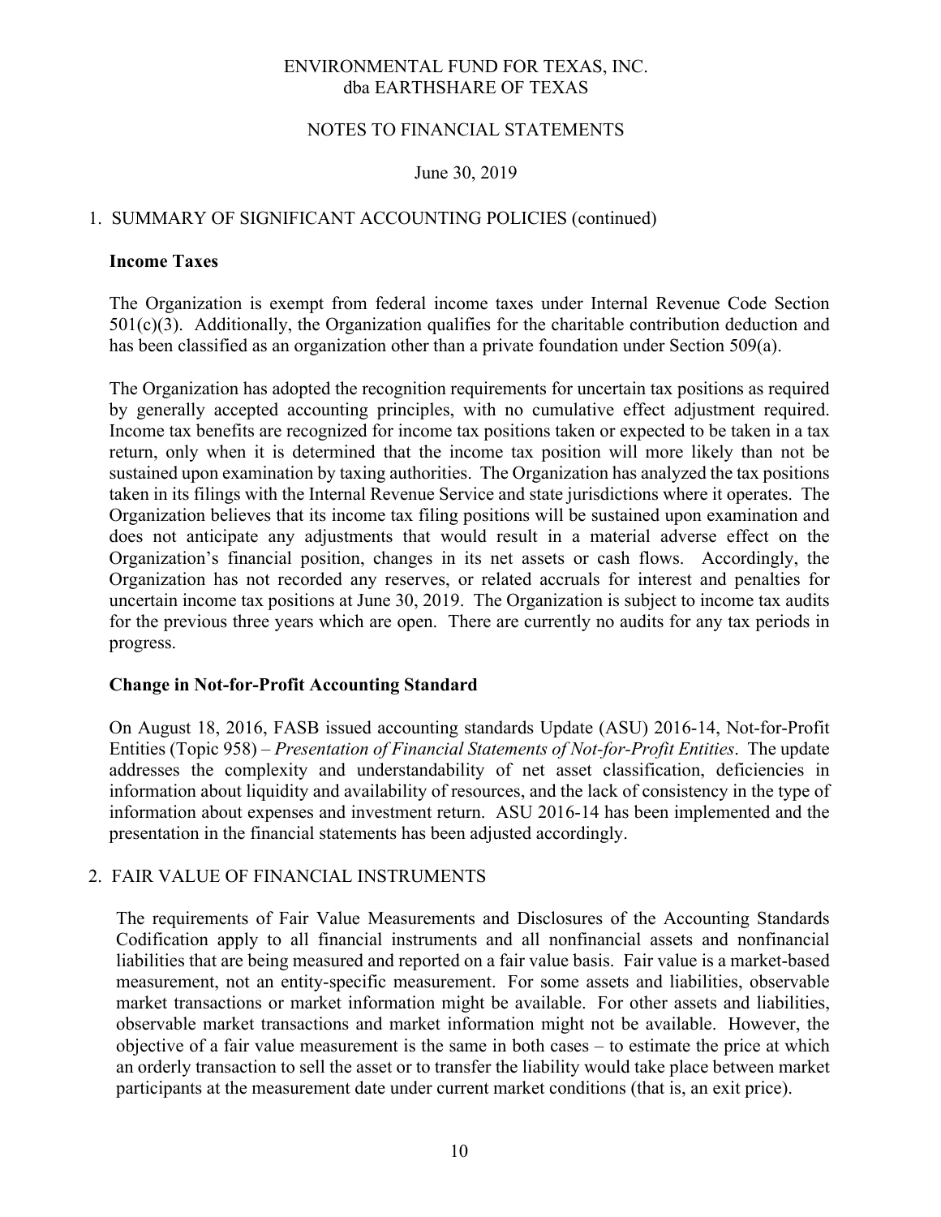ENVIRONMENTAL FUND FOR TEXAS, INC.
dba EARTHSHARE OF TEXAS

NOTES TO FINANCIAL STATEMENTS

June 30, 2019

## 1. SUMMARY OF SIGNIFICANT ACCOUNTING POLICIES (continued)

**Income Taxes**

The Organization is exempt from federal income taxes under Internal Revenue Code Section 501(c)(3). Additionally, the Organization qualifies for the charitable contribution deduction and has been classified as an organization other than a private foundation under Section 509(a).

The Organization has adopted the recognition requirements for uncertain tax positions as required by generally accepted accounting principles, with no cumulative effect adjustment required. Income tax benefits are recognized for income tax positions taken or expected to be taken in a tax return, only when it is determined that the income tax position will more likely than not be sustained upon examination by taxing authorities. The Organization has analyzed the tax positions taken in its filings with the Internal Revenue Service and state jurisdictions where it operates. The Organization believes that its income tax filing positions will be sustained upon examination and does not anticipate any adjustments that would result in a material adverse effect on the Organization's financial position, changes in its net assets or cash flows. Accordingly, the Organization has not recorded any reserves, or related accruals for interest and penalties for uncertain income tax positions at June 30, 2019. The Organization is subject to income tax audits for the previous three years which are open. There are currently no audits for any tax periods in progress.

**Change in Not-for-Profit Accounting Standard**

On August 18, 2016, FASB issued accounting standards Update (ASU) 2016-14, Not-for-Profit Entities (Topic 958) – *Presentation of Financial Statements of Not-for-Profit Entities*. The update addresses the complexity and understandability of net asset classification, deficiencies in information about liquidity and availability of resources, and the lack of consistency in the type of information about expenses and investment return. ASU 2016-14 has been implemented and the presentation in the financial statements has been adjusted accordingly.

## 2. FAIR VALUE OF FINANCIAL INSTRUMENTS

The requirements of Fair Value Measurements and Disclosures of the Accounting Standards Codification apply to all financial instruments and all nonfinancial assets and nonfinancial liabilities that are being measured and reported on a fair value basis. Fair value is a market-based measurement, not an entity-specific measurement. For some assets and liabilities, observable market transactions or market information might be available. For other assets and liabilities, observable market transactions and market information might not be available. However, the objective of a fair value measurement is the same in both cases – to estimate the price at which an orderly transaction to sell the asset or to transfer the liability would take place between market participants at the measurement date under current market conditions (that is, an exit price).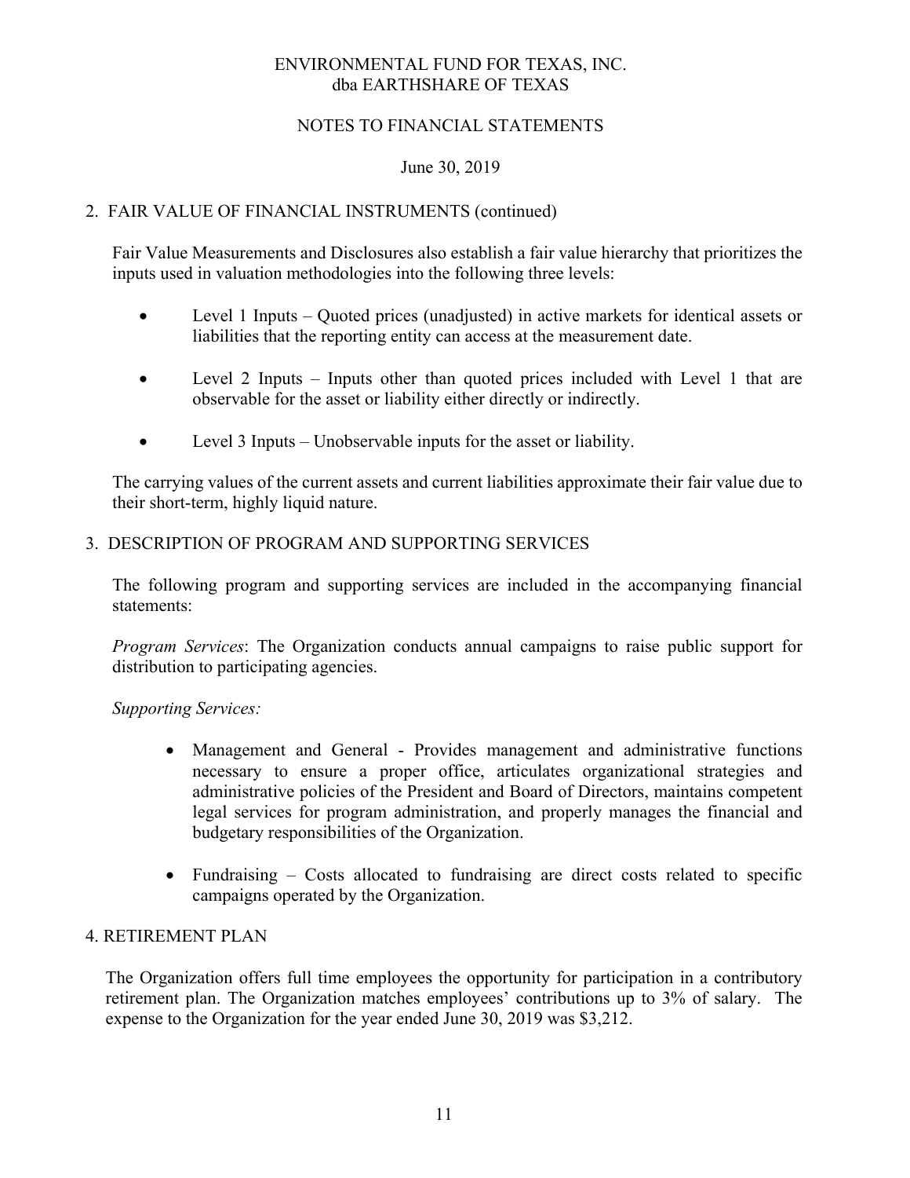## 2. FAIR VALUE OF FINANCIAL INSTRUMENTS (continued)

Fair Value Measurements and Disclosures also establish a fair value hierarchy that prioritizes the inputs used in valuation methodologies into the following three levels:

- Level 1 Inputs – Quoted prices (unadjusted) in active markets for identical assets or liabilities that the reporting entity can access at the measurement date.
- Level 2 Inputs – Inputs other than quoted prices included with Level 1 that are observable for the asset or liability either directly or indirectly.
- Level 3 Inputs – Unobservable inputs for the asset or liability.

The carrying values of the current assets and current liabilities approximate their fair value due to their short-term, highly liquid nature.

## 3. DESCRIPTION OF PROGRAM AND SUPPORTING SERVICES

The following program and supporting services are included in the accompanying financial statements:

*Program Services*: The Organization conducts annual campaigns to raise public support for distribution to participating agencies.

*Supporting Services:*

- Management and General - Provides management and administrative functions necessary to ensure a proper office, articulates organizational strategies and administrative policies of the President and Board of Directors, maintains competent legal services for program administration, and properly manages the financial and budgetary responsibilities of the Organization.
- Fundraising – Costs allocated to fundraising are direct costs related to specific campaigns operated by the Organization.

## 4. RETIREMENT PLAN

The Organization offers full time employees the opportunity for participation in a contributory retirement plan. The Organization matches employees' contributions up to 3% of salary. The expense to the Organization for the year ended June 30, 2019 was $3,212.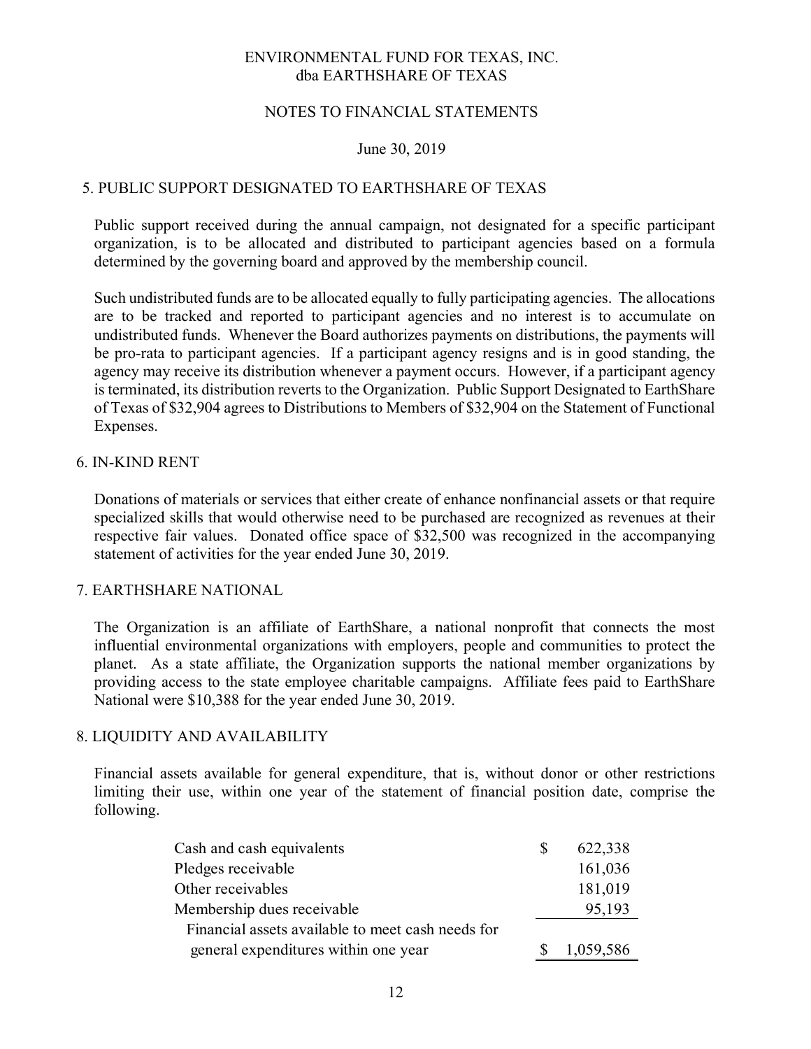# ENVIRONMENTAL FUND FOR TEXAS, INC.
## dba EARTHSHARE OF TEXAS

## NOTES TO FINANCIAL STATEMENTS

June 30, 2019

### 5. PUBLIC SUPPORT DESIGNATED TO EARTHSHARE OF TEXAS

Public support received during the annual campaign, not designated for a specific participant organization, is to be allocated and distributed to participant agencies based on a formula determined by the governing board and approved by the membership council.

Such undistributed funds are to be allocated equally to fully participating agencies. The allocations are to be tracked and reported to participant agencies and no interest is to accumulate on undistributed funds. Whenever the Board authorizes payments on distributions, the payments will be pro-rata to participant agencies. If a participant agency resigns and is in good standing, the agency may receive its distribution whenever a payment occurs. However, if a participant agency is terminated, its distribution reverts to the Organization. Public Support Designated to EarthShare of Texas of $32,904 agrees to Distributions to Members of $32,904 on the Statement of Functional Expenses.

### 6. IN-KIND RENT

Donations of materials or services that either create of enhance nonfinancial assets or that require specialized skills that would otherwise need to be purchased are recognized as revenues at their respective fair values. Donated office space of $32,500 was recognized in the accompanying statement of activities for the year ended June 30, 2019.

### 7. EARTHSHARE NATIONAL

The Organization is an affiliate of EarthShare, a national nonprofit that connects the most influential environmental organizations with employers, people and communities to protect the planet. As a state affiliate, the Organization supports the national member organizations by providing access to the state employee charitable campaigns. Affiliate fees paid to EarthShare National were $10,388 for the year ended June 30, 2019.

### 8. LIQUIDITY AND AVAILABILITY

Financial assets available for general expenditure, that is, without donor or other restrictions limiting their use, within one year of the statement of financial position date, comprise the following.

| | |
|---|---|
| Cash and cash equivalents | $ 622,338 |
| Pledges receivable | 161,036 |
| Other receivables | 181,019 |
| Membership dues receivable | 95,193 |
| Financial assets available to meet cash needs for general expenditures within one year | $ 1,059,586 |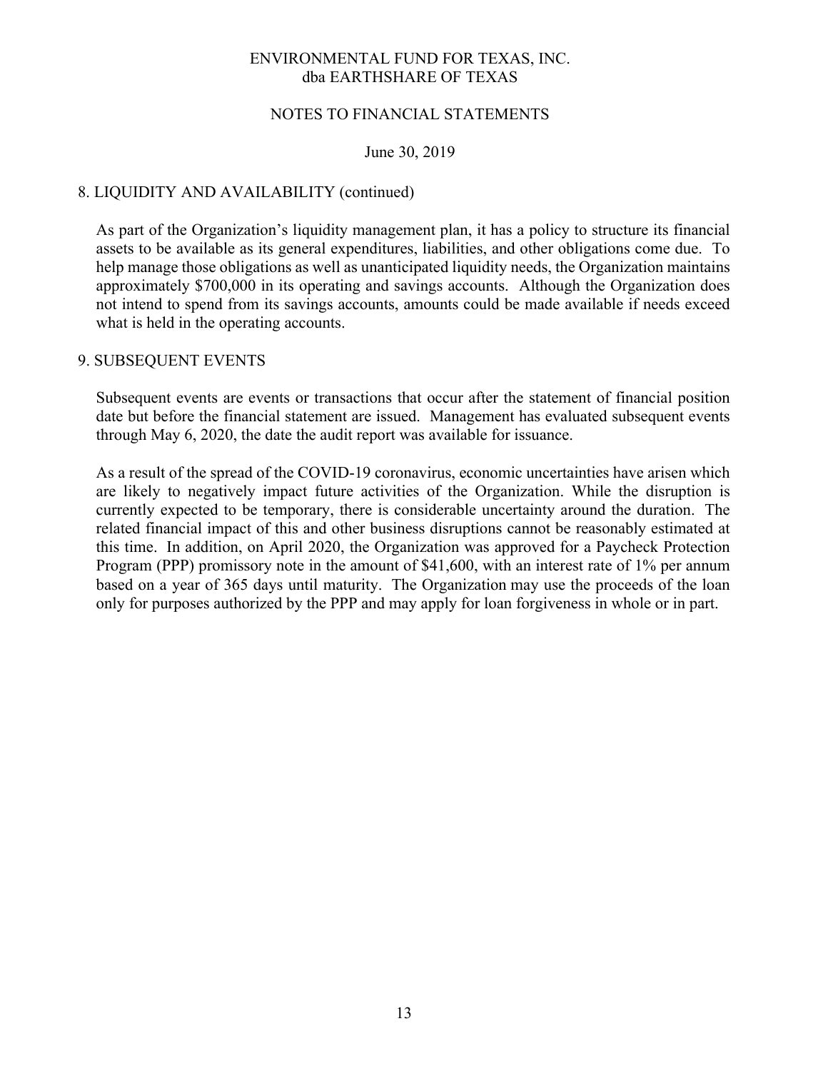## 8. LIQUIDITY AND AVAILABILITY (continued)

As part of the Organization's liquidity management plan, it has a policy to structure its financial assets to be available as its general expenditures, liabilities, and other obligations come due. To help manage those obligations as well as unanticipated liquidity needs, the Organization maintains approximately $700,000 in its operating and savings accounts. Although the Organization does not intend to spend from its savings accounts, amounts could be made available if needs exceed what is held in the operating accounts.

## 9. SUBSEQUENT EVENTS

Subsequent events are events or transactions that occur after the statement of financial position date but before the financial statement are issued. Management has evaluated subsequent events through May 6, 2020, the date the audit report was available for issuance.

As a result of the spread of the COVID-19 coronavirus, economic uncertainties have arisen which are likely to negatively impact future activities of the Organization. While the disruption is currently expected to be temporary, there is considerable uncertainty around the duration. The related financial impact of this and other business disruptions cannot be reasonably estimated at this time. In addition, on April 2020, the Organization was approved for a Paycheck Protection Program (PPP) promissory note in the amount of $41,600, with an interest rate of 1% per annum based on a year of 365 days until maturity. The Organization may use the proceeds of the loan only for purposes authorized by the PPP and may apply for loan forgiveness in whole or in part.